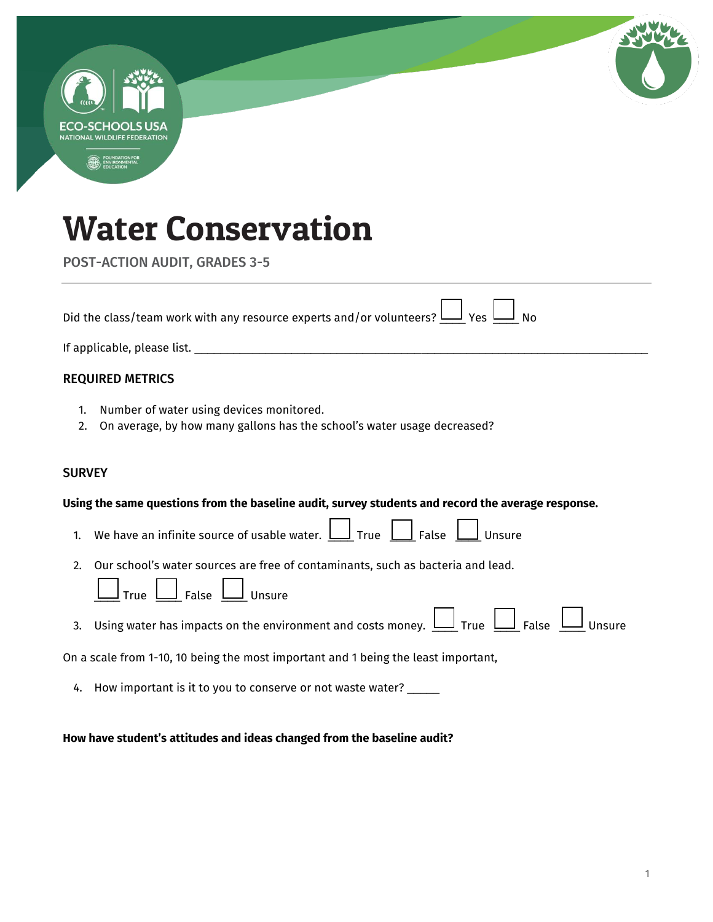# Water Conservation

POST-ACTION AUDIT, GRADES 3-5

---

Did the class/team work with any resource experts and/or volunteers? ☐ Yes ☐ No

If applicable, please list. ____________________________________________________________________________

### REQUIRED METRICS

1. Number of water using devices monitored.
2. On average, by how many gallons has the school's water usage decreased?

### SURVEY

**Using the same questions from the baseline audit, survey students and record the average response.**

1. We have an infinite source of usable water. ☐ True ☐ False ☐ Unsure
2. Our school's water sources are free of contaminants, such as bacteria and lead.
   ☐ True ☐ False ☐ Unsure
3. Using water has impacts on the environment and costs money. ☐ True ☐ False ☐ Unsure

On a scale from 1-10, 10 being the most important and 1 being the least important,

4. How important is it to you to conserve or not waste water? _____

**How have student's attitudes and ideas changed from the baseline audit?**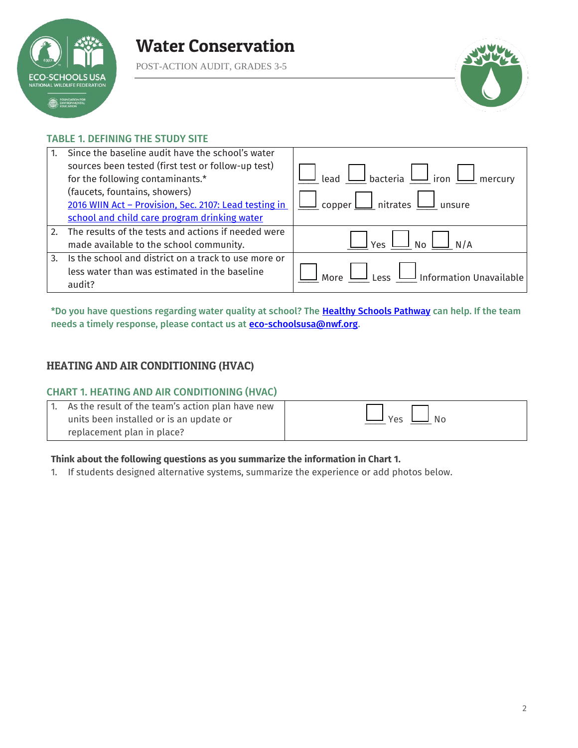# Water Conservation

POST-ACTION AUDIT, GRADES 3-5

### TABLE 1. DEFINING THE STUDY SITE

| | |
|---|---|
| 1. Since the baseline audit have the school's water sources been tested (first test or follow-up test) for the following contaminants.* (faucets, fountains, showers) [2016 WIIN Act – Provision, Sec. 2107: Lead testing in school and child care program drinking water]() | ☐ lead ☐ bacteria ☐ iron ☐ mercury ☐ copper ☐ nitrates ☐ unsure |
| 2. The results of the tests and actions if needed were made available to the school community. | ☐ Yes ☐ No ☐ N/A |
| 3. Is the school and district on a track to use more or less water than was estimated in the baseline audit? | ☐ More ☐ Less ☐ Information Unavailable |

**\*Do you have questions regarding water quality at school? The [Healthy Schools Pathway]() can help. If the team needs a timely response, please contact us at [eco-schoolsusa@nwf.org](mailto:eco-schoolsusa@nwf.org).**

## HEATING AND AIR CONDITIONING (HVAC)

### CHART 1. HEATING AND AIR CONDITIONING (HVAC)

| | |
|---|---|
| 1. As the result of the team's action plan have new units been installed or is an update or replacement plan in place? | ☐ Yes ☐ No |

**Think about the following questions as you summarize the information in Chart 1.**

1. If students designed alternative systems, summarize the experience or add photos below.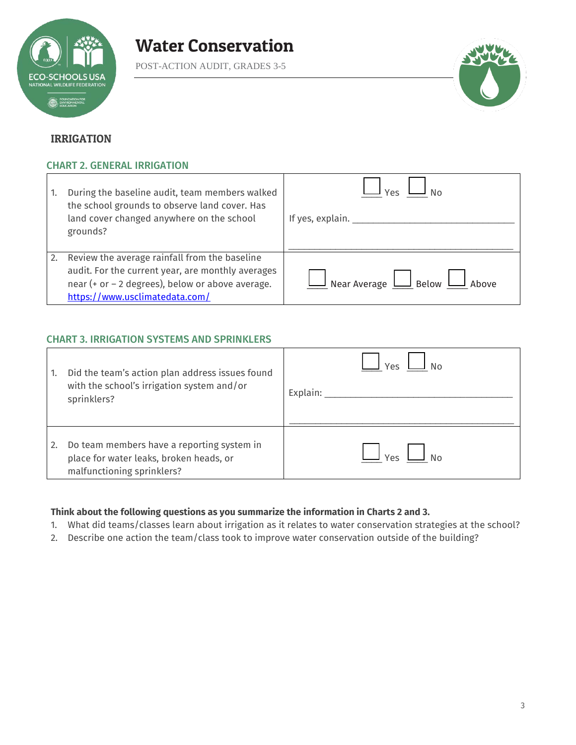# Water Conservation

POST-ACTION AUDIT, GRADES 3-5

## IRRIGATION

### CHART 2. GENERAL IRRIGATION

| | |
|---|---|
| 1. During the baseline audit, team members walked the school grounds to observe land cover. Has land cover changed anywhere on the school grounds? | ☐ Yes ☐ No<br><br>If yes, explain. ______________________________<br>______________________________ |
| 2. Review the average rainfall from the baseline audit. For the current year, are monthly averages near (+ or – 2 degrees), below or above average. [https://www.usclimatedata.com/](https://www.usclimatedata.com/) | ☐ Near Average ☐ Below ☐ Above |

### CHART 3. IRRIGATION SYSTEMS AND SPRINKLERS

| | |
|---|---|
| 1. Did the team's action plan address issues found with the school's irrigation system and/or sprinklers? | ☐ Yes ☐ No<br><br>Explain: ______________________________<br>______________________________ |
| 2. Do team members have a reporting system in place for water leaks, broken heads, or malfunctioning sprinklers? | ☐ Yes ☐ No |

**Think about the following questions as you summarize the information in Charts 2 and 3.**

1. What did teams/classes learn about irrigation as it relates to water conservation strategies at the school?
2. Describe one action the team/class took to improve water conservation outside of the building?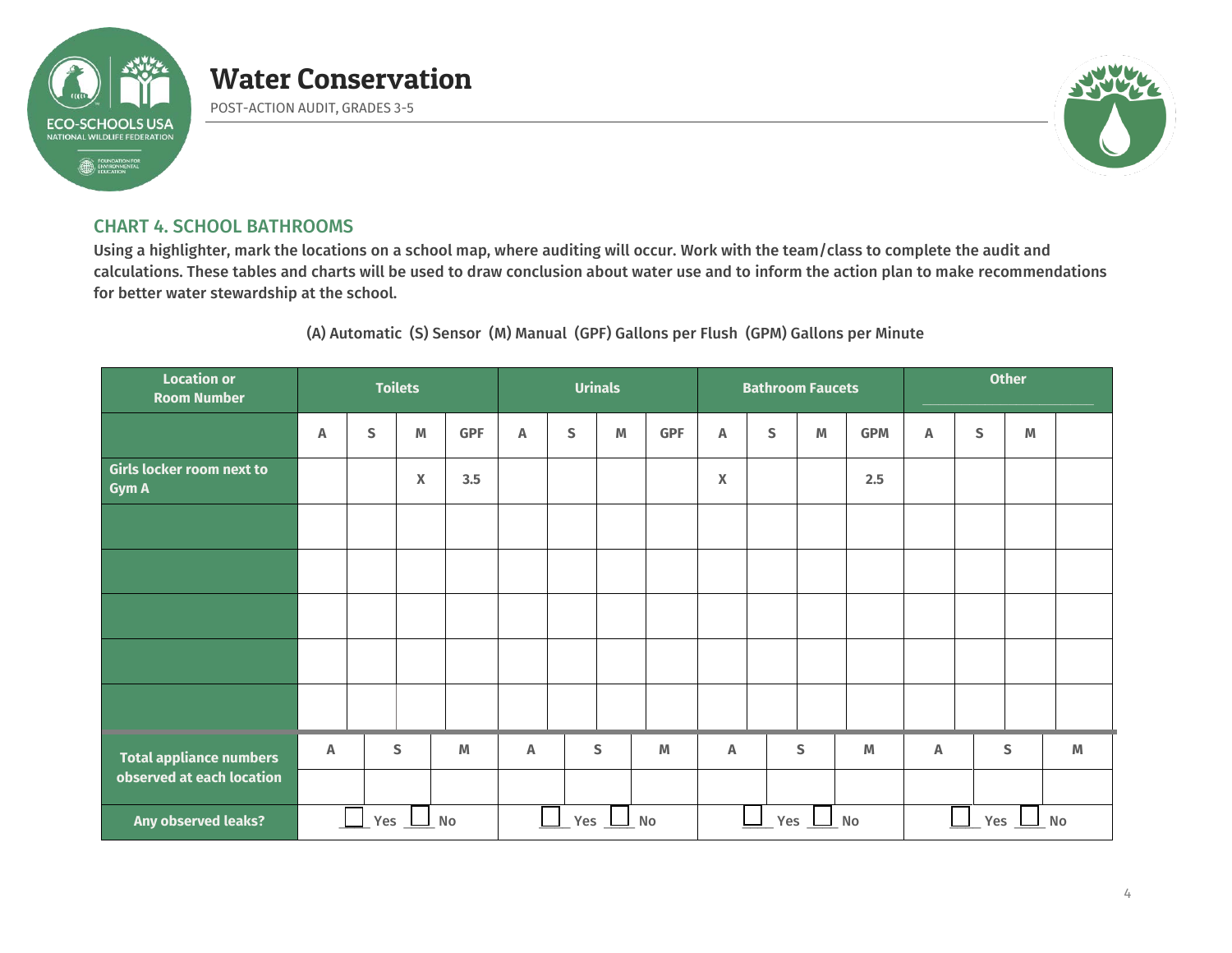# Water Conservation

POST-ACTION AUDIT, GRADES 3-5

## CHART 4. SCHOOL BATHROOMS

**Using a highlighter, mark the locations on a school map, where auditing will occur. Work with the team/class to complete the audit and calculations. These tables and charts will be used to draw conclusion about water use and to inform the action plan to make recommendations for better water stewardship at the school.**

(A) Automatic (S) Sensor (M) Manual (GPF) Gallons per Flush (GPM) Gallons per Minute

| Location or Room Number | Toilets | | | | Urinals | | | | Bathroom Faucets | | | | Other | | | |
|---|---|---|---|---|---|---|---|---|---|---|---|---|---|---|---|---|
| | A | S | M | GPF | A | S | M | GPF | A | S | M | GPM | A | S | M | |
| Girls locker room next to Gym A | | | X | 3.5 | | | | | X | | | 2.5 | | | | |
| | | | | | | | | | | | | | | | | |
| | | | | | | | | | | | | | | | | |
| | | | | | | | | | | | | | | | | |
| | | | | | | | | | | | | | | | | |
| | | | | | | | | | | | | | | | | |

| | Toilets | | | Urinals | | | Bathroom Faucets | | | Other | | |
|---|---|---|---|---|---|---|---|---|---|---|---|---|
| Total appliance numbers observed at each location | A | S | M | A | S | M | A | S | M | A | S | M |
| | | | | | | | | | | | | |
| Any observed leaks? | ☐ Yes ☐ No | | | ☐ Yes ☐ No | | | ☐ Yes ☐ No | | | ☐ Yes ☐ No | | |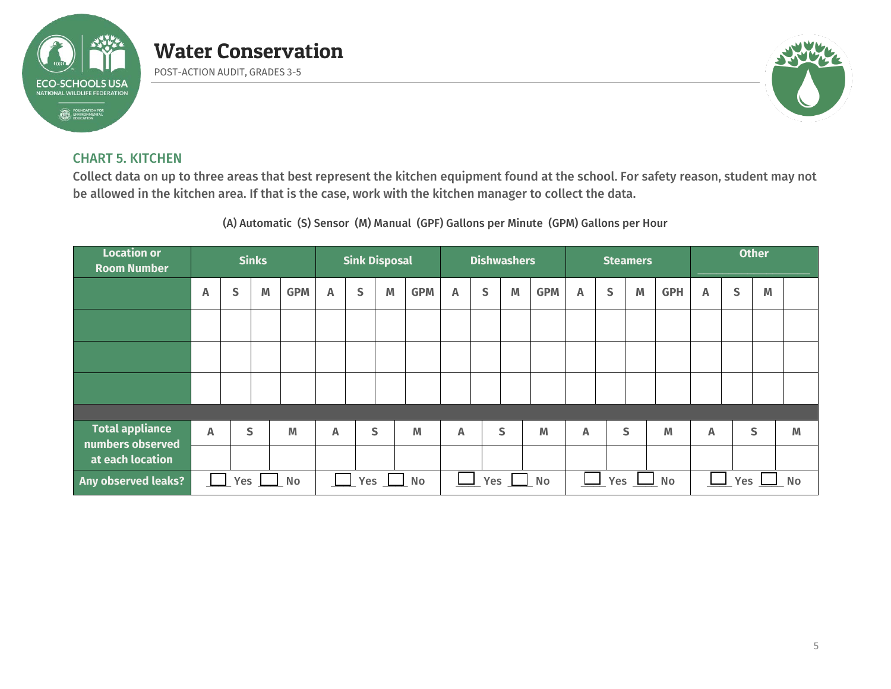# Water Conservation

POST-ACTION AUDIT, GRADES 3-5

### CHART 5. KITCHEN

**Collect data on up to three areas that best represent the kitchen equipment found at the school. For safety reason, student may not be allowed in the kitchen area. If that is the case, work with the kitchen manager to collect the data.**

(A) Automatic (S) Sensor (M) Manual (GPF) Gallons per Minute (GPM) Gallons per Hour

| Location or Room Number | Sinks | | | | Sink Disposal | | | | Dishwashers | | | | Steamers | | | | Other ________ | | | |
|---|---|---|---|---|---|---|---|---|---|---|---|---|---|---|---|---|---|---|---|---|
| | A | S | M | GPM | A | S | M | GPM | A | S | M | GPM | A | S | M | GPH | A | S | M | |
| | | | | | | | | | | | | | | | | | | | | |
| | | | | | | | | | | | | | | | | | | | | |
| | | | | | | | | | | | | | | | | | | | | |

| Total appliance numbers observed at each location | A | S | M | A | S | M | A | S | M | A | S | M | A | S | M |
|---|---|---|---|---|---|---|---|---|---|---|---|---|---|---|---|
| | | | | | | | | | | | | | | | |
| **Any observed leaks?** | ☐ Yes ☐ No | | | ☐ Yes ☐ No | | | ☐ Yes ☐ No | | | ☐ Yes ☐ No | | | ☐ Yes ☐ No | | |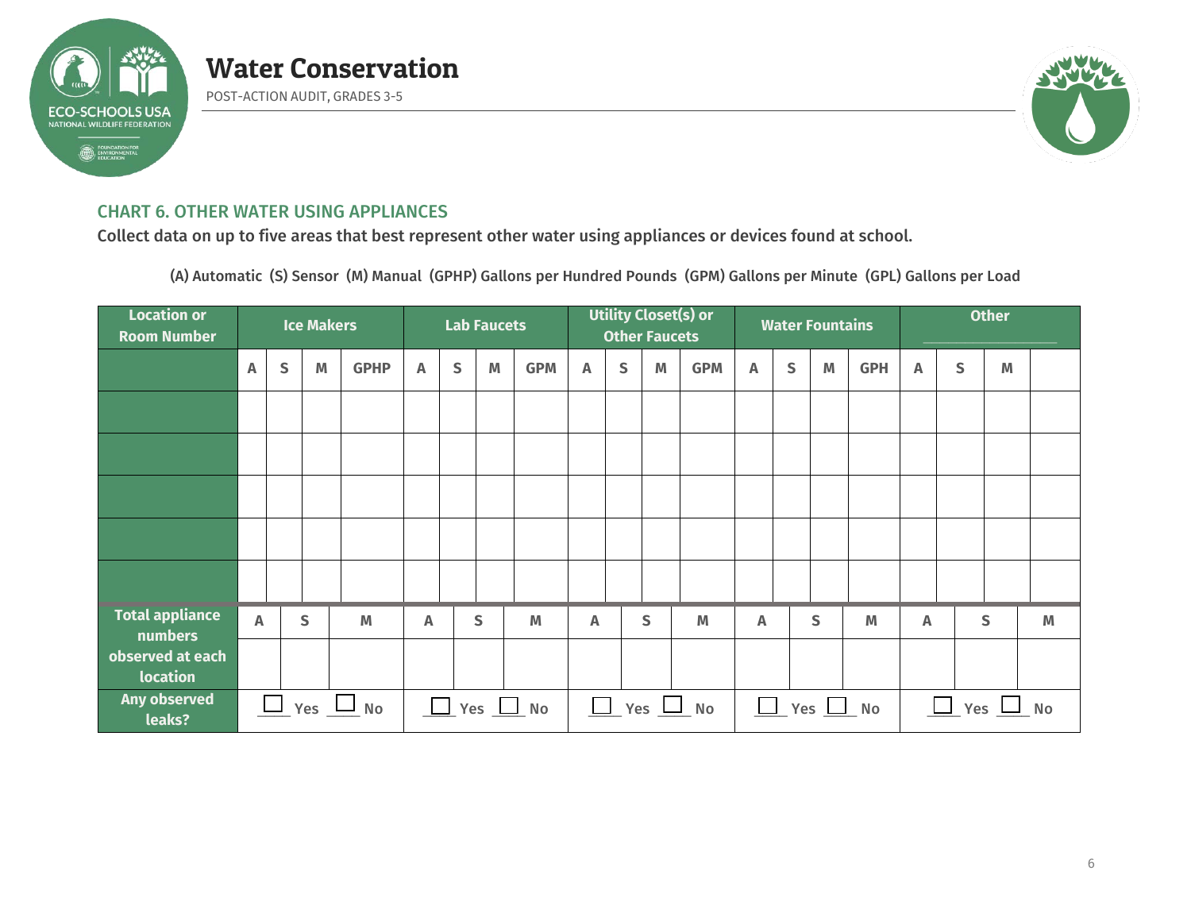# Water Conservation

POST-ACTION AUDIT, GRADES 3-5

## CHART 6. OTHER WATER USING APPLIANCES

Collect data on up to five areas that best represent other water using appliances or devices found at school.

(A) Automatic (S) Sensor (M) Manual (GPHP) Gallons per Hundred Pounds (GPM) Gallons per Minute (GPL) Gallons per Load

| Location or Room Number | Ice Makers | | | | Lab Faucets | | | | Utility Closet(s) or Other Faucets | | | | Water Fountains | | | | Other ______ | | | |
|---|---|---|---|---|---|---|---|---|---|---|---|---|---|---|---|---|---|---|---|---|
| | A | S | M | GPHP | A | S | M | GPM | A | S | M | GPM | A | S | M | GPH | A | S | M | |
| | | | | | | | | | | | | | | | | | | | | |
| | | | | | | | | | | | | | | | | | | | | |
| | | | | | | | | | | | | | | | | | | | | |
| | | | | | | | | | | | | | | | | | | | | |
| | | | | | | | | | | | | | | | | | | | | |
| Total appliance numbers observed at each location | A | S | M | | A | S | M | | A | S | M | | A | S | M | | A | S | M | |
| | | | | | | | | | | | | | | | | | | | | |
| Any observed leaks? | ☐ Yes ☐ No | | | | ☐ Yes ☐ No | | | | ☐ Yes ☐ No | | | | ☐ Yes ☐ No | | | | ☐ Yes ☐ No | | | |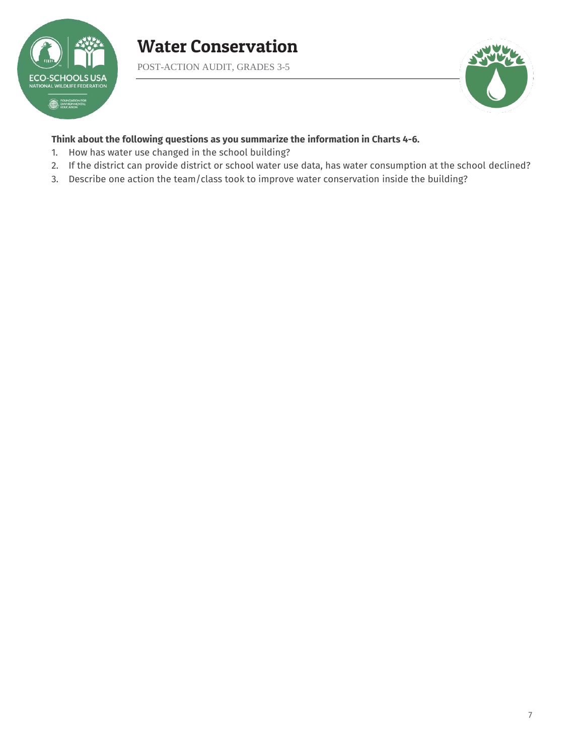# Water Conservation

POST-ACTION AUDIT, GRADES 3-5

**Think about the following questions as you summarize the information in Charts 4-6.**

1. How has water use changed in the school building?
2. If the district can provide district or school water use data, has water consumption at the school declined?
3. Describe one action the team/class took to improve water conservation inside the building?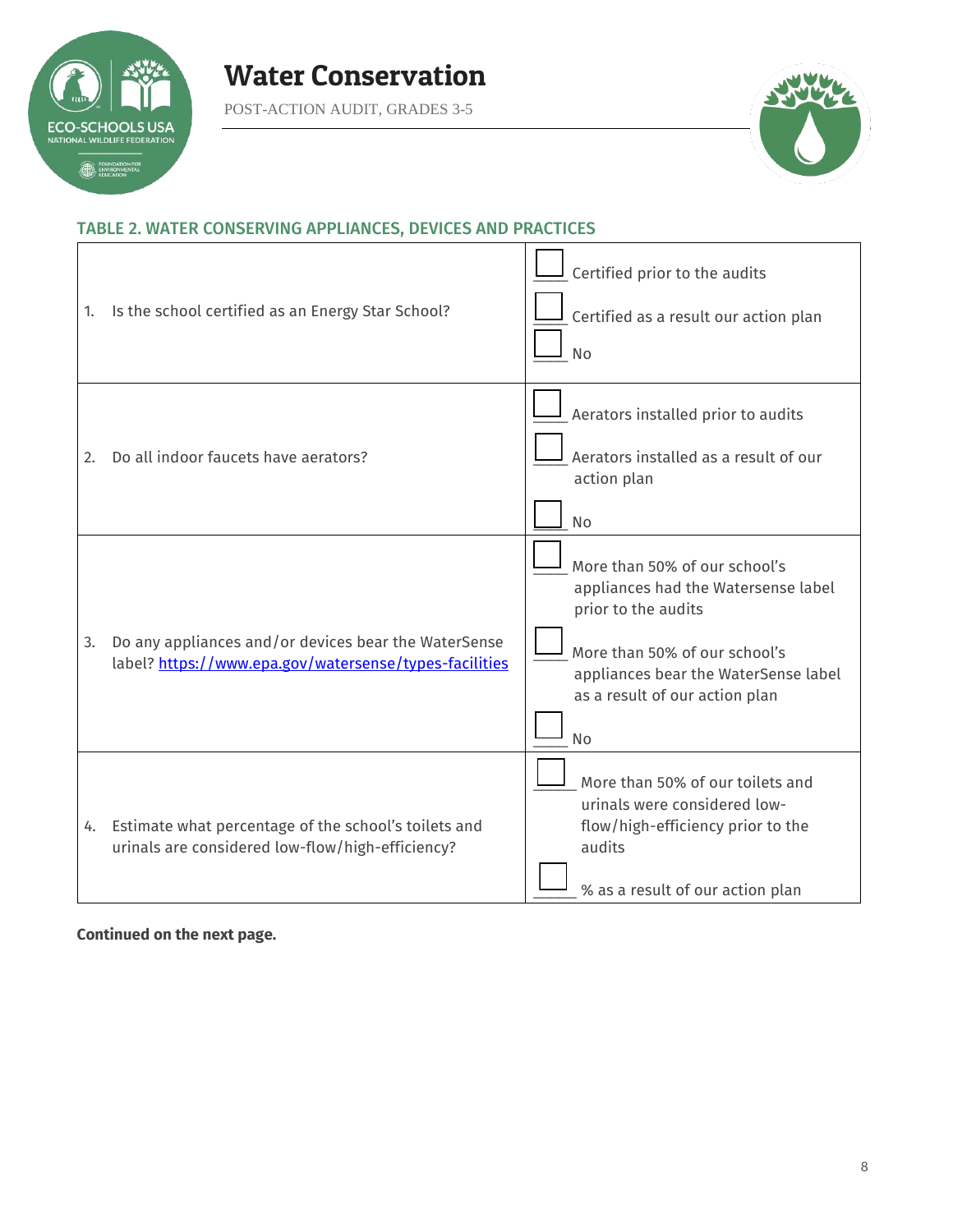# Water Conservation

POST-ACTION AUDIT, GRADES 3-5

### TABLE 2. WATER CONSERVING APPLIANCES, DEVICES AND PRACTICES

| Question | Response |
| --- | --- |
| 1. Is the school certified as an Energy Star School? | ☐ Certified prior to the audits<br>☐ Certified as a result our action plan<br>☐ No |
| 2. Do all indoor faucets have aerators? | ☐ Aerators installed prior to audits<br>☐ Aerators installed as a result of our action plan<br>☐ No |
| 3. Do any appliances and/or devices bear the WaterSense label? https://www.epa.gov/watersense/types-facilities | ☐ More than 50% of our school's appliances had the Watersense label prior to the audits<br>☐ More than 50% of our school's appliances bear the WaterSense label as a result of our action plan<br>☐ No |
| 4. Estimate what percentage of the school's toilets and urinals are considered low-flow/high-efficiency? | ☐ More than 50% of our toilets and urinals were considered low-flow/high-efficiency prior to the audits<br>☐ % as a result of our action plan |

**Continued on the next page.**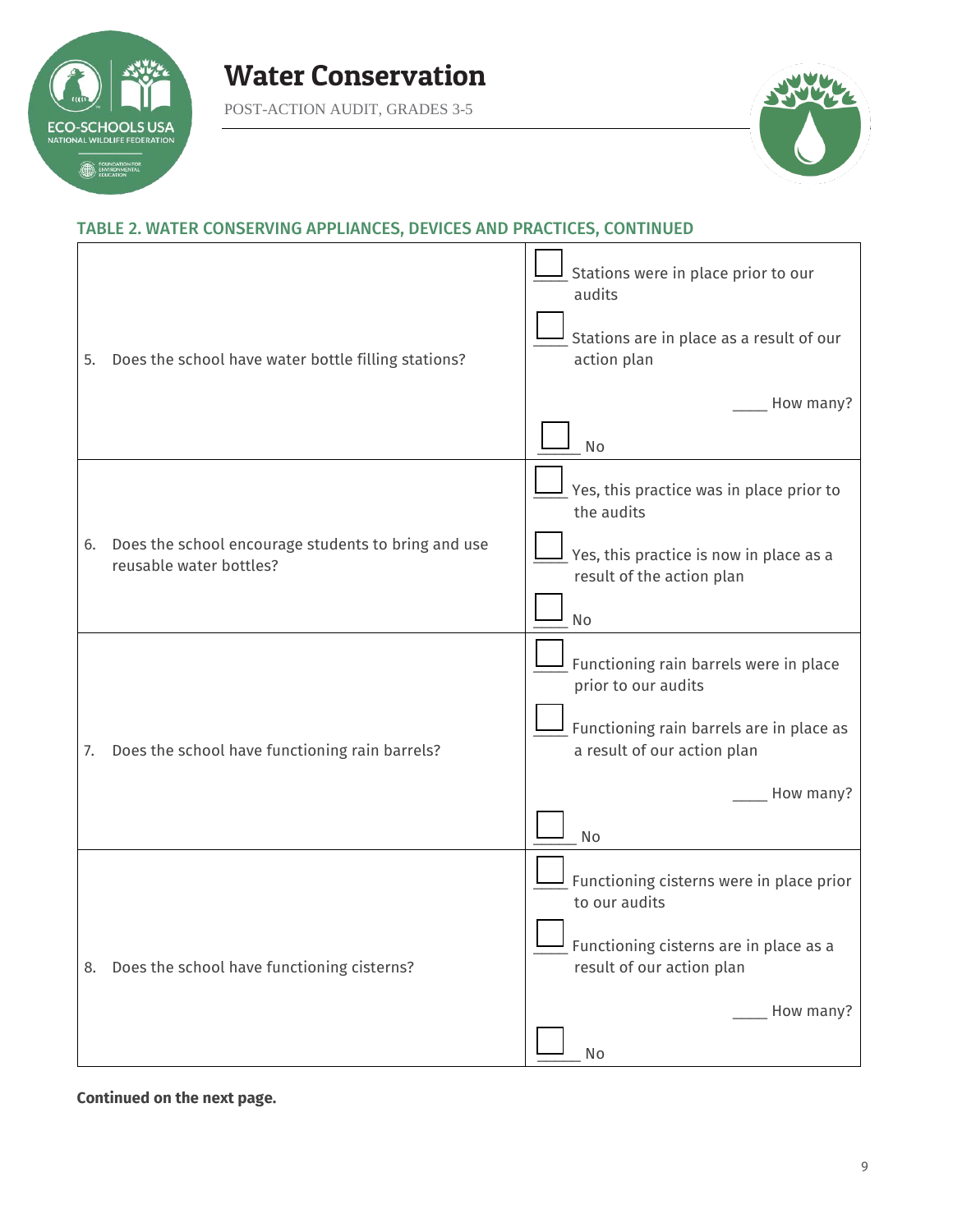# Water Conservation

POST-ACTION AUDIT, GRADES 3-5

## TABLE 2. WATER CONSERVING APPLIANCES, DEVICES AND PRACTICES, CONTINUED

| | |
|---|---|
| 5. Does the school have water bottle filling stations? | ☐ Stations were in place prior to our audits<br>☐ Stations are in place as a result of our action plan<br>____ How many?<br>☐ No |
| 6. Does the school encourage students to bring and use reusable water bottles? | ☐ Yes, this practice was in place prior to the audits<br>☐ Yes, this practice is now in place as a result of the action plan<br>☐ No |
| 7. Does the school have functioning rain barrels? | ☐ Functioning rain barrels were in place prior to our audits<br>☐ Functioning rain barrels are in place as a result of our action plan<br>____ How many?<br>☐ No |
| 8. Does the school have functioning cisterns? | ☐ Functioning cisterns were in place prior to our audits<br>☐ Functioning cisterns are in place as a result of our action plan<br>____ How many?<br>☐ No |

**Continued on the next page.**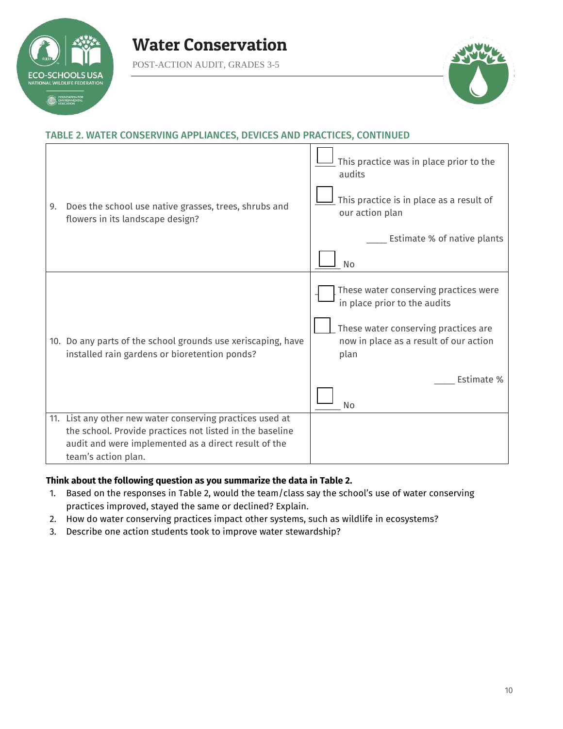### TABLE 2. WATER CONSERVING APPLIANCES, DEVICES AND PRACTICES, CONTINUED

| | |
|---|---|
| 9. Does the school use native grasses, trees, shrubs and flowers in its landscape design? | ☐ This practice was in place prior to the audits<br><br>☐ This practice is in place as a result of our action plan<br><br>_____ Estimate % of native plants<br><br>☐ No |
| 10. Do any parts of the school grounds use xeriscaping, have installed rain gardens or bioretention ponds? | ☐ These water conserving practices were in place prior to the audits<br><br>☐ These water conserving practices are now in place as a result of our action plan<br><br>_____ Estimate %<br><br>☐ No |
| 11. List any other new water conserving practices used at the school. Provide practices not listed in the baseline audit and were implemented as a direct result of the team's action plan. | |

**Think about the following question as you summarize the data in Table 2.**

1. Based on the responses in Table 2, would the team/class say the school's use of water conserving practices improved, stayed the same or declined? Explain.
2. How do water conserving practices impact other systems, such as wildlife in ecosystems?
3. Describe one action students took to improve water stewardship?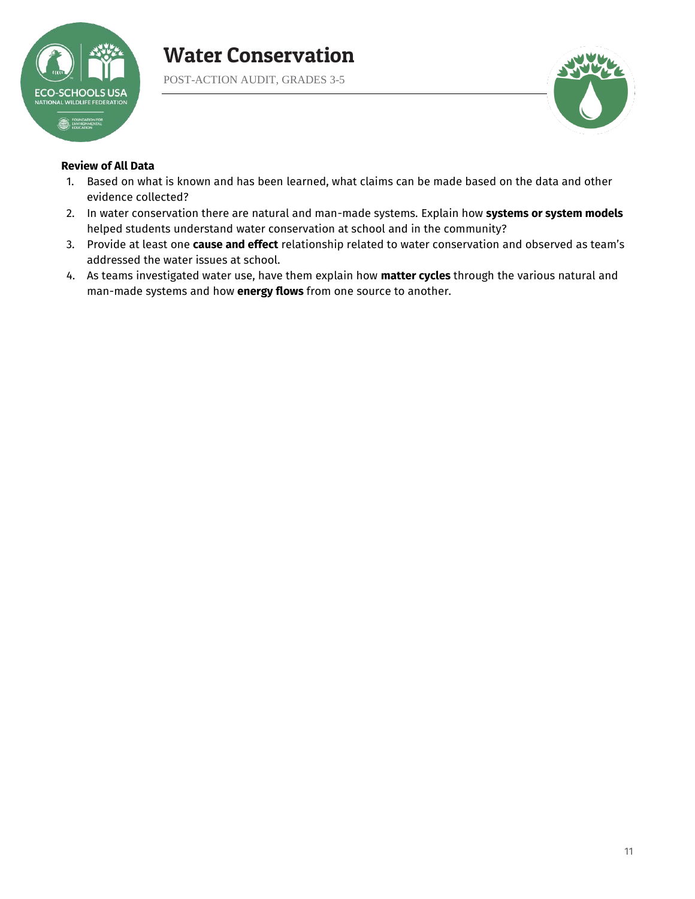# Water Conservation

POST-ACTION AUDIT, GRADES 3-5

**Review of All Data**

1. Based on what is known and has been learned, what claims can be made based on the data and other evidence collected?
2. In water conservation there are natural and man-made systems. Explain how **systems or system models** helped students understand water conservation at school and in the community?
3. Provide at least one **cause and effect** relationship related to water conservation and observed as team's addressed the water issues at school.
4. As teams investigated water use, have them explain how **matter cycles** through the various natural and man-made systems and how **energy flows** from one source to another.